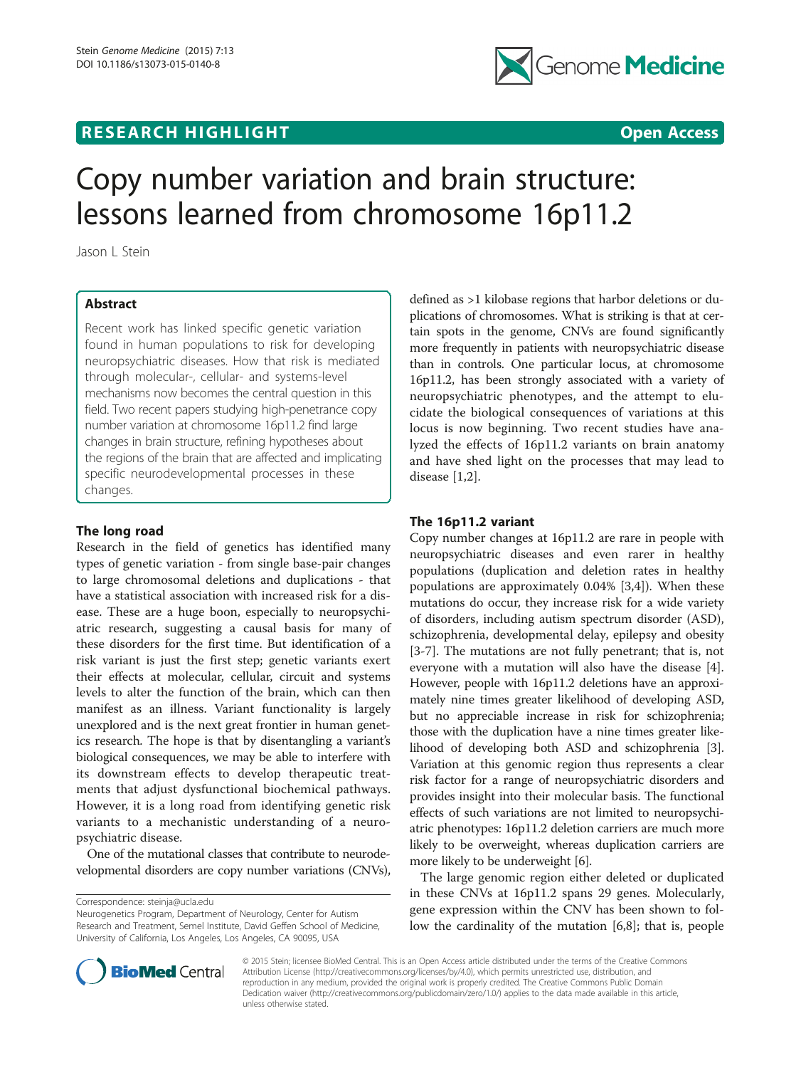# Copy number variation and brain structure: lessons learned from chromosome 16p11.2

**RESEARCH HIGHLIGHT** **Open Access**

Jason L Stein

## Abstract

Recent work has linked specific genetic variation found in human populations to risk for developing neuropsychiatric diseases. How that risk is mediated through molecular-, cellular- and systems-level mechanisms now becomes the central question in this field. Two recent papers studying high-penetrance copy number variation at chromosome 16p11.2 find large changes in brain structure, refining hypotheses about the regions of the brain that are affected and implicating specific neurodevelopmental processes in these changes.

## The long road

Research in the field of genetics has identified many types of genetic variation - from single base-pair changes to large chromosomal deletions and duplications - that have a statistical association with increased risk for a disease. These are a huge boon, especially to neuropsychiatric research, suggesting a causal basis for many of these disorders for the first time. But identification of a risk variant is just the first step; genetic variants exert their effects at molecular, cellular, circuit and systems levels to alter the function of the brain, which can then manifest as an illness. Variant functionality is largely unexplored and is the next great frontier in human genetics research. The hope is that by disentangling a variant's biological consequences, we may be able to interfere with its downstream effects to develop therapeutic treatments that adjust dysfunctional biochemical pathways. However, it is a long road from identifying genetic risk variants to a mechanistic understanding of a neuropsychiatric disease.

One of the mutational classes that contribute to neurodevelopmental disorders are copy number variations (CNVs), defined as >1 kilobase regions that harbor deletions or duplications of chromosomes. What is striking is that at certain spots in the genome, CNVs are found significantly more frequently in patients with neuropsychiatric disease than in controls. One particular locus, at chromosome 16p11.2, has been strongly associated with a variety of neuropsychiatric phenotypes, and the attempt to elucidate the biological consequences of variations at this locus is now beginning. Two recent studies have analyzed the effects of 16p11.2 variants on brain anatomy and have shed light on the processes that may lead to disease [1,2].

## The 16p11.2 variant

Copy number changes at 16p11.2 are rare in people with neuropsychiatric diseases and even rarer in healthy populations (duplication and deletion rates in healthy populations are approximately 0.04% [3,4]). When these mutations do occur, they increase risk for a wide variety of disorders, including autism spectrum disorder (ASD), schizophrenia, developmental delay, epilepsy and obesity [3-7]. The mutations are not fully penetrant; that is, not everyone with a mutation will also have the disease [4]. However, people with 16p11.2 deletions have an approximately nine times greater likelihood of developing ASD, but no appreciable increase in risk for schizophrenia; those with the duplication have a nine times greater likelihood of developing both ASD and schizophrenia [3]. Variation at this genomic region thus represents a clear risk factor for a range of neuropsychiatric disorders and provides insight into their molecular basis. The functional effects of such variations are not limited to neuropsychiatric phenotypes: 16p11.2 deletion carriers are much more likely to be overweight, whereas duplication carriers are more likely to be underweight [6].

The large genomic region either deleted or duplicated in these CNVs at 16p11.2 spans 29 genes. Molecularly, gene expression within the CNV has been shown to follow the cardinality of the mutation [6,8]; that is, people

Correspondence: steinja@ucla.edu
Neurogenetics Program, Department of Neurology, Center for Autism Research and Treatment, Semel Institute, David Geffen School of Medicine, University of California, Los Angeles, Los Angeles, CA 90095, USA

© 2015 Stein; licensee BioMed Central. This is an Open Access article distributed under the terms of the Creative Commons Attribution License (http://creativecommons.org/licenses/by/4.0), which permits unrestricted use, distribution, and reproduction in any medium, provided the original work is properly credited. The Creative Commons Public Domain Dedication waiver (http://creativecommons.org/publicdomain/zero/1.0/) applies to the data made available in this article, unless otherwise stated.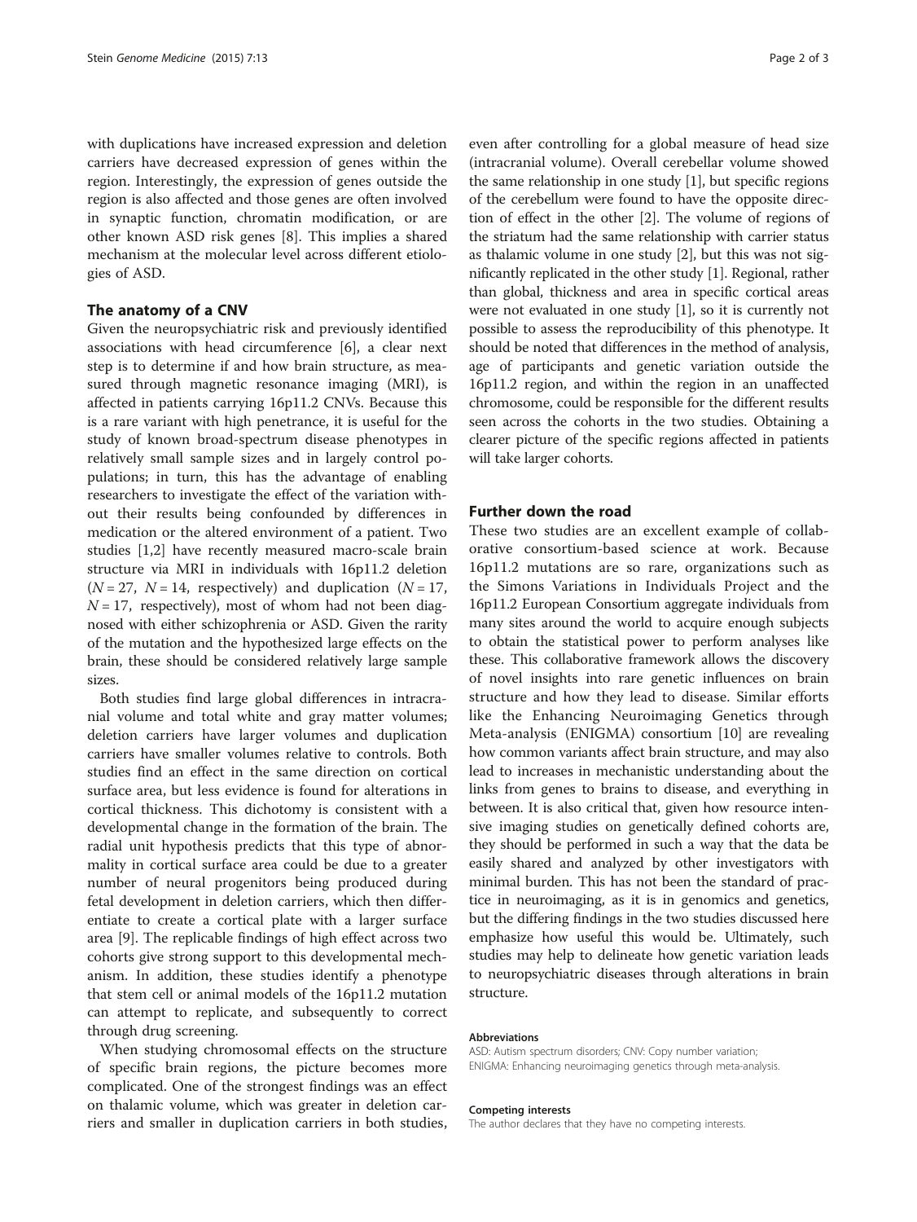with duplications have increased expression and deletion carriers have decreased expression of genes within the region. Interestingly, the expression of genes outside the region is also affected and those genes are often involved in synaptic function, chromatin modification, or are other known ASD risk genes [8]. This implies a shared mechanism at the molecular level across different etiologies of ASD.

## The anatomy of a CNV

Given the neuropsychiatric risk and previously identified associations with head circumference [6], a clear next step is to determine if and how brain structure, as measured through magnetic resonance imaging (MRI), is affected in patients carrying 16p11.2 CNVs. Because this is a rare variant with high penetrance, it is useful for the study of known broad-spectrum disease phenotypes in relatively small sample sizes and in largely control populations; in turn, this has the advantage of enabling researchers to investigate the effect of the variation without their results being confounded by differences in medication or the altered environment of a patient. Two studies [1,2] have recently measured macro-scale brain structure via MRI in individuals with 16p11.2 deletion ($N = 27$, $N = 14$, respectively) and duplication ($N = 17$, $N = 17$, respectively), most of whom had not been diagnosed with either schizophrenia or ASD. Given the rarity of the mutation and the hypothesized large effects on the brain, these should be considered relatively large sample sizes.

Both studies find large global differences in intracranial volume and total white and gray matter volumes; deletion carriers have larger volumes and duplication carriers have smaller volumes relative to controls. Both studies find an effect in the same direction on cortical surface area, but less evidence is found for alterations in cortical thickness. This dichotomy is consistent with a developmental change in the formation of the brain. The radial unit hypothesis predicts that this type of abnormality in cortical surface area could be due to a greater number of neural progenitors being produced during fetal development in deletion carriers, which then differentiate to create a cortical plate with a larger surface area [9]. The replicable findings of high effect across two cohorts give strong support to this developmental mechanism. In addition, these studies identify a phenotype that stem cell or animal models of the 16p11.2 mutation can attempt to replicate, and subsequently to correct through drug screening.

When studying chromosomal effects on the structure of specific brain regions, the picture becomes more complicated. One of the strongest findings was an effect on thalamic volume, which was greater in deletion carriers and smaller in duplication carriers in both studies, even after controlling for a global measure of head size (intracranial volume). Overall cerebellar volume showed the same relationship in one study [1], but specific regions of the cerebellum were found to have the opposite direction of effect in the other [2]. The volume of regions of the striatum had the same relationship with carrier status as thalamic volume in one study [2], but this was not significantly replicated in the other study [1]. Regional, rather than global, thickness and area in specific cortical areas were not evaluated in one study [1], so it is currently not possible to assess the reproducibility of this phenotype. It should be noted that differences in the method of analysis, age of participants and genetic variation outside the 16p11.2 region, and within the region in an unaffected chromosome, could be responsible for the different results seen across the cohorts in the two studies. Obtaining a clearer picture of the specific regions affected in patients will take larger cohorts.

## Further down the road

These two studies are an excellent example of collaborative consortium-based science at work. Because 16p11.2 mutations are so rare, organizations such as the Simons Variations in Individuals Project and the 16p11.2 European Consortium aggregate individuals from many sites around the world to acquire enough subjects to obtain the statistical power to perform analyses like these. This collaborative framework allows the discovery of novel insights into rare genetic influences on brain structure and how they lead to disease. Similar efforts like the Enhancing Neuroimaging Genetics through Meta-analysis (ENIGMA) consortium [10] are revealing how common variants affect brain structure, and may also lead to increases in mechanistic understanding about the links from genes to brains to disease, and everything in between. It is also critical that, given how resource intensive imaging studies on genetically defined cohorts are, they should be performed in such a way that the data be easily shared and analyzed by other investigators with minimal burden. This has not been the standard of practice in neuroimaging, as it is in genomics and genetics, but the differing findings in the two studies discussed here emphasize how useful this would be. Ultimately, such studies may help to delineate how genetic variation leads to neuropsychiatric diseases through alterations in brain structure.

#### Abbreviations

ASD: Autism spectrum disorders; CNV: Copy number variation; ENIGMA: Enhancing neuroimaging genetics through meta-analysis.

#### Competing interests

The author declares that they have no competing interests.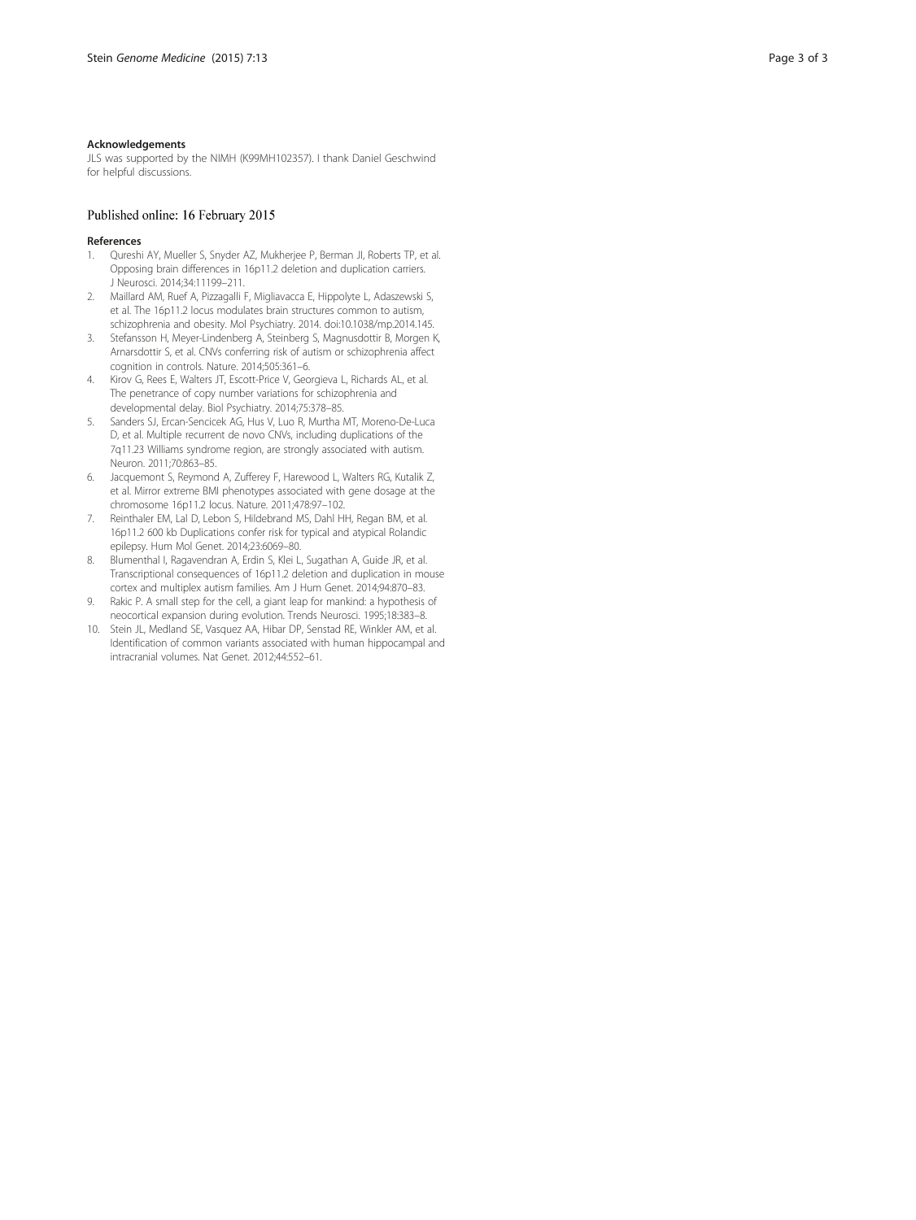#### Acknowledgements

JLS was supported by the NIMH (K99MH102357). I thank Daniel Geschwind for helpful discussions.

Published online: 16 February 2015

#### References

1. Qureshi AY, Mueller S, Snyder AZ, Mukherjee P, Berman JI, Roberts TP, et al. Opposing brain differences in 16p11.2 deletion and duplication carriers. J Neurosci. 2014;34:11199–211.
2. Maillard AM, Ruef A, Pizzagalli F, Migliavacca E, Hippolyte L, Adaszewski S, et al. The 16p11.2 locus modulates brain structures common to autism, schizophrenia and obesity. Mol Psychiatry. 2014. doi:10.1038/mp.2014.145.
3. Stefansson H, Meyer-Lindenberg A, Steinberg S, Magnusdottir B, Morgen K, Arnarsdottir S, et al. CNVs conferring risk of autism or schizophrenia affect cognition in controls. Nature. 2014;505:361–6.
4. Kirov G, Rees E, Walters JT, Escott-Price V, Georgieva L, Richards AL, et al. The penetrance of copy number variations for schizophrenia and developmental delay. Biol Psychiatry. 2014;75:378–85.
5. Sanders SJ, Ercan-Sencicek AG, Hus V, Luo R, Murtha MT, Moreno-De-Luca D, et al. Multiple recurrent de novo CNVs, including duplications of the 7q11.23 Williams syndrome region, are strongly associated with autism. Neuron. 2011;70:863–85.
6. Jacquemont S, Reymond A, Zufferey F, Harewood L, Walters RG, Kutalik Z, et al. Mirror extreme BMI phenotypes associated with gene dosage at the chromosome 16p11.2 locus. Nature. 2011;478:97–102.
7. Reinthaler EM, Lal D, Lebon S, Hildebrand MS, Dahl HH, Regan BM, et al. 16p11.2 600 kb Duplications confer risk for typical and atypical Rolandic epilepsy. Hum Mol Genet. 2014;23:6069–80.
8. Blumenthal I, Ragavendran A, Erdin S, Klei L, Sugathan A, Guide JR, et al. Transcriptional consequences of 16p11.2 deletion and duplication in mouse cortex and multiplex autism families. Am J Hum Genet. 2014;94:870–83.
9. Rakic P. A small step for the cell, a giant leap for mankind: a hypothesis of neocortical expansion during evolution. Trends Neurosci. 1995;18:383–8.
10. Stein JL, Medland SE, Vasquez AA, Hibar DP, Senstad RE, Winkler AM, et al. Identification of common variants associated with human hippocampal and intracranial volumes. Nat Genet. 2012;44:552–61.